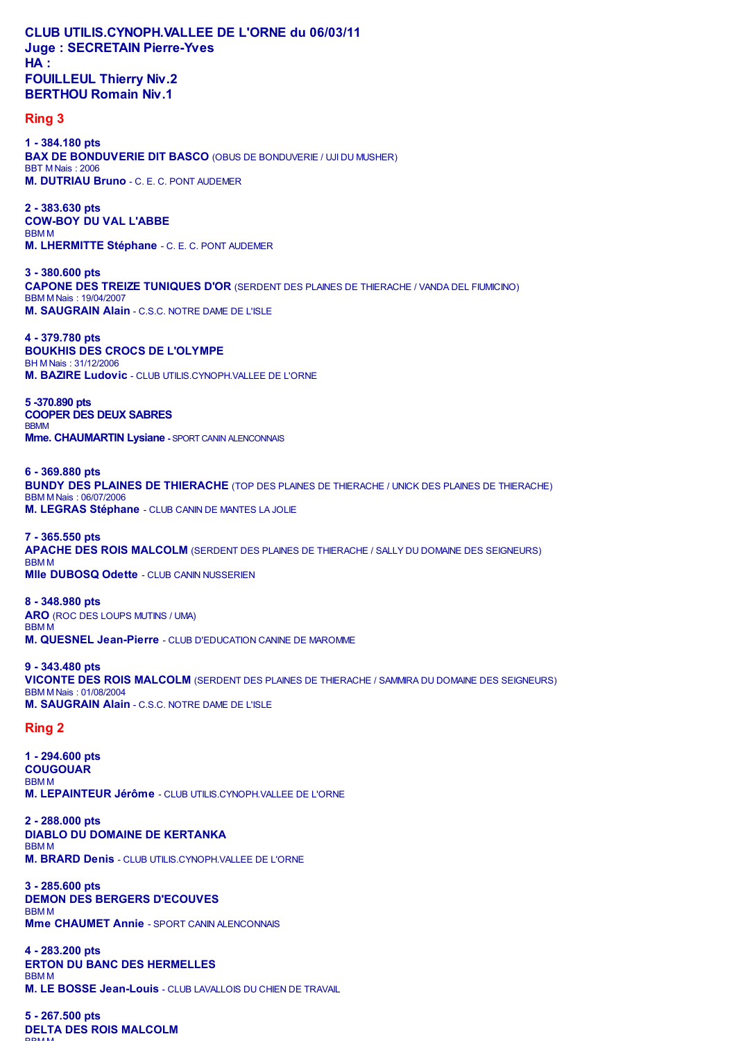**CLUB UTILIS.CYNOPH.VALLEE DE L'ORNE du 06/03/11**
**Juge : SECRETAIN Pierre-Yves**
**HA :**
**FOUILLEUL Thierry Niv.2**
**BERTHOU Romain Niv.1**

## Ring 3

**1 - 384.180 pts**
**BAX DE BONDUVERIE DIT BASCO** (OBUS DE BONDUVERIE / UJI DU MUSHER)
BBT M Nais : 2006
**M. DUTRIAU Bruno** - C. E. C. PONT AUDEMER

**2 - 383.630 pts**
**COW-BOY DU VAL L'ABBE**
BBM M
**M. LHERMITTE Stéphane** - C. E. C. PONT AUDEMER

**3 - 380.600 pts**
**CAPONE DES TREIZE TUNIQUES D'OR** (SERDENT DES PLAINES DE THIERACHE / VANDA DEL FIUMICINO)
BBM M Nais : 19/04/2007
**M. SAUGRAIN Alain** - C.S.C. NOTRE DAME DE L'ISLE

**4 - 379.780 pts**
**BOUKHIS DES CROCS DE L'OLYMPE**
BH M Nais : 31/12/2006
**M. BAZIRE Ludovic** - CLUB UTILIS.CYNOPH.VALLEE DE L'ORNE

**5 -370.890 pts**
**COOPER DES DEUX SABRES**
BBMM
**Mme. CHAUMARTIN Lysiane -** SPORT CANIN ALENCONNAIS

**6 - 369.880 pts**
**BUNDY DES PLAINES DE THIERACHE** (TOP DES PLAINES DE THIERACHE / UNICK DES PLAINES DE THIERACHE)
BBM M Nais : 06/07/2006
**M. LEGRAS Stéphane** - CLUB CANIN DE MANTES LA JOLIE

**7 - 365.550 pts**
**APACHE DES ROIS MALCOLM** (SERDENT DES PLAINES DE THIERACHE / SALLY DU DOMAINE DES SEIGNEURS)
BBM M
**Mlle DUBOSQ Odette** - CLUB CANIN NUSSERIEN

**8 - 348.980 pts**
**ARO** (ROC DES LOUPS MUTINS / UMA)
BBM M
**M. QUESNEL Jean-Pierre** - CLUB D'EDUCATION CANINE DE MAROMME

**9 - 343.480 pts**
**VICONTE DES ROIS MALCOLM** (SERDENT DES PLAINES DE THIERACHE / SAMMIRA DU DOMAINE DES SEIGNEURS)
BBM M Nais : 01/08/2004
**M. SAUGRAIN Alain** - C.S.C. NOTRE DAME DE L'ISLE

## Ring 2

**1 - 294.600 pts**
**COUGOUAR**
BBM M
**M. LEPAINTEUR Jérôme** - CLUB UTILIS.CYNOPH.VALLEE DE L'ORNE

**2 - 288.000 pts**
**DIABLO DU DOMAINE DE KERTANKA**
BBM M
**M. BRARD Denis** - CLUB UTILIS.CYNOPH.VALLEE DE L'ORNE

**3 - 285.600 pts**
**DEMON DES BERGERS D'ECOUVES**
BBM M
**Mme CHAUMET Annie** - SPORT CANIN ALENCONNAIS

**4 - 283.200 pts**
**ERTON DU BANC DES HERMELLES**
BBM M
**M. LE BOSSE Jean-Louis** - CLUB LAVALLOIS DU CHIEN DE TRAVAIL

**5 - 267.500 pts**
**DELTA DES ROIS MALCOLM**
BBM M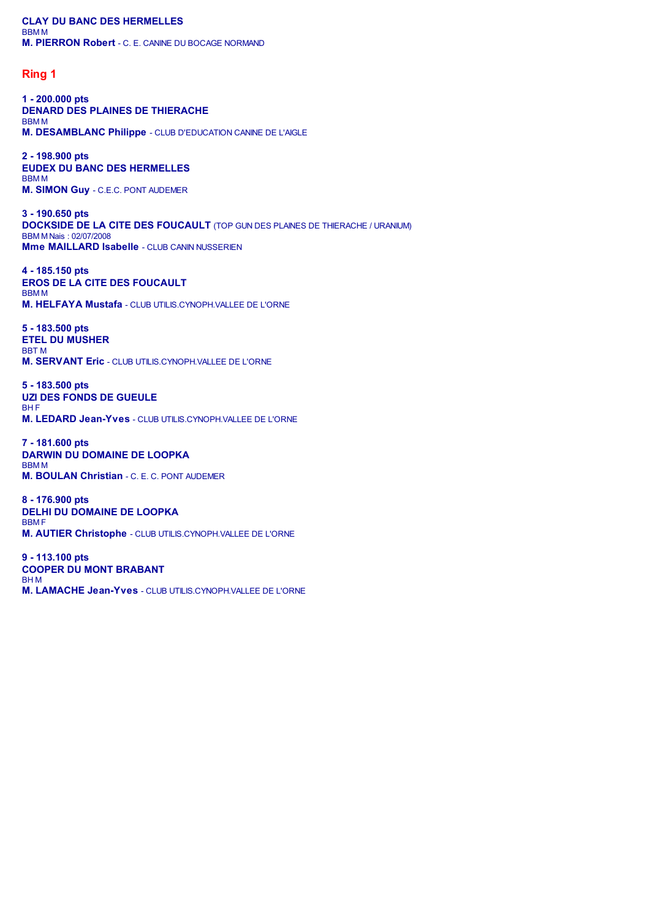**CLAY DU BANC DES HERMELLES**
BBM M
**M. PIERRON Robert** - C. E. CANINE DU BOCAGE NORMAND

## Ring 1

**1 - 200.000 pts**
**DENARD DES PLAINES DE THIERACHE**
BBM M
**M. DESAMBLANC Philippe** - CLUB D'EDUCATION CANINE DE L'AIGLE

**2 - 198.900 pts**
**EUDEX DU BANC DES HERMELLES**
BBM M
**M. SIMON Guy** - C.E.C. PONT AUDEMER

**3 - 190.650 pts**
**DOCKSIDE DE LA CITE DES FOUCAULT** (TOP GUN DES PLAINES DE THIERACHE / URANIUM)
BBM M Nais : 02/07/2008
**Mme MAILLARD Isabelle** - CLUB CANIN NUSSERIEN

**4 - 185.150 pts**
**EROS DE LA CITE DES FOUCAULT**
BBM M
**M. HELFAYA Mustafa** - CLUB UTILIS.CYNOPH.VALLEE DE L'ORNE

**5 - 183.500 pts**
**ETEL DU MUSHER**
BBT M
**M. SERVANT Eric** - CLUB UTILIS.CYNOPH.VALLEE DE L'ORNE

**5 - 183.500 pts**
**UZI DES FONDS DE GUEULE**
BH F
**M. LEDARD Jean-Yves** - CLUB UTILIS.CYNOPH.VALLEE DE L'ORNE

**7 - 181.600 pts**
**DARWIN DU DOMAINE DE LOOPKA**
BBM M
**M. BOULAN Christian** - C. E. C. PONT AUDEMER

**8 - 176.900 pts**
**DELHI DU DOMAINE DE LOOPKA**
BBM F
**M. AUTIER Christophe** - CLUB UTILIS.CYNOPH.VALLEE DE L'ORNE

**9 - 113.100 pts**
**COOPER DU MONT BRABANT**
BH M
**M. LAMACHE Jean-Yves** - CLUB UTILIS.CYNOPH.VALLEE DE L'ORNE